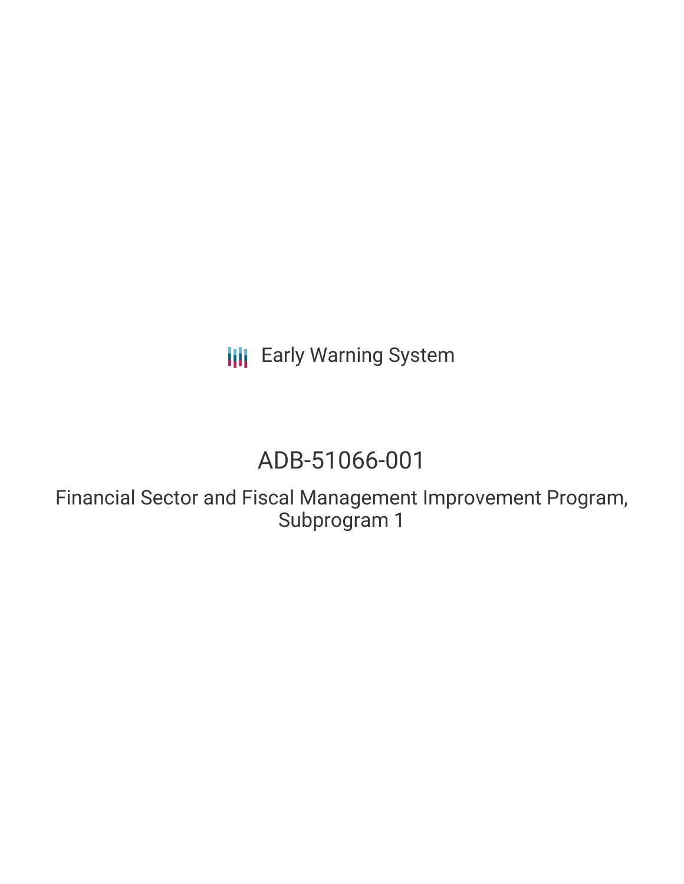Early Warning System

# ADB-51066-001

## Financial Sector and Fiscal Management Improvement Program, Subprogram 1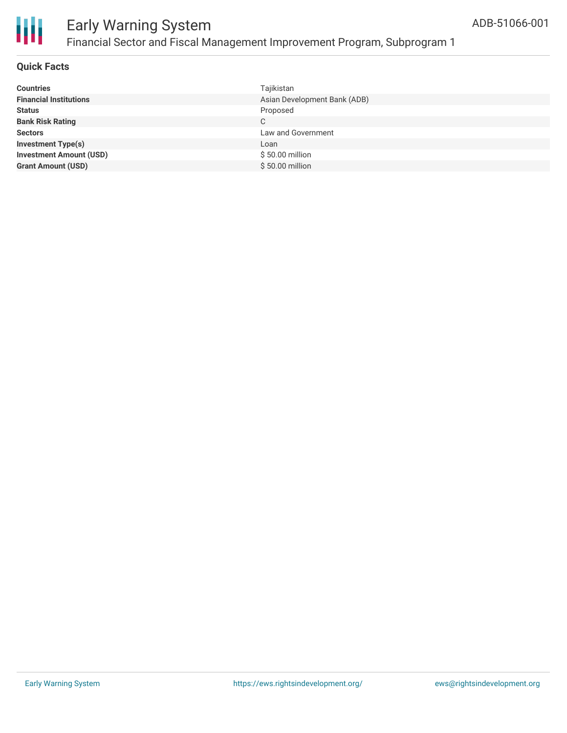## Quick Facts

| | |
|---|---|
| **Countries** | Tajikistan |
| **Financial Institutions** | Asian Development Bank (ADB) |
| **Status** | Proposed |
| **Bank Risk Rating** | C |
| **Sectors** | Law and Government |
| **Investment Type(s)** | Loan |
| **Investment Amount (USD)** | $ 50.00 million |
| **Grant Amount (USD)** | $ 50.00 million |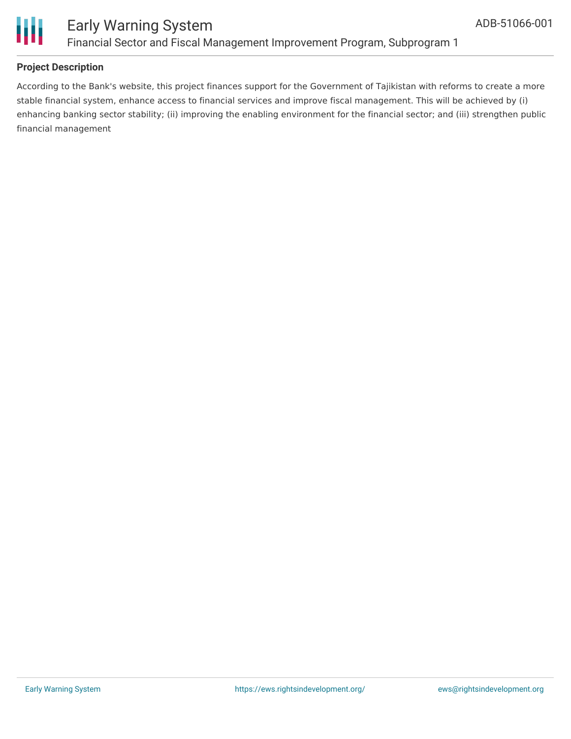**Project Description**

According to the Bank's website, this project finances support for the Government of Tajikistan with reforms to create a more stable financial system, enhance access to financial services and improve fiscal management. This will be achieved by (i) enhancing banking sector stability; (ii) improving the enabling environment for the financial sector; and (iii) strengthen public financial management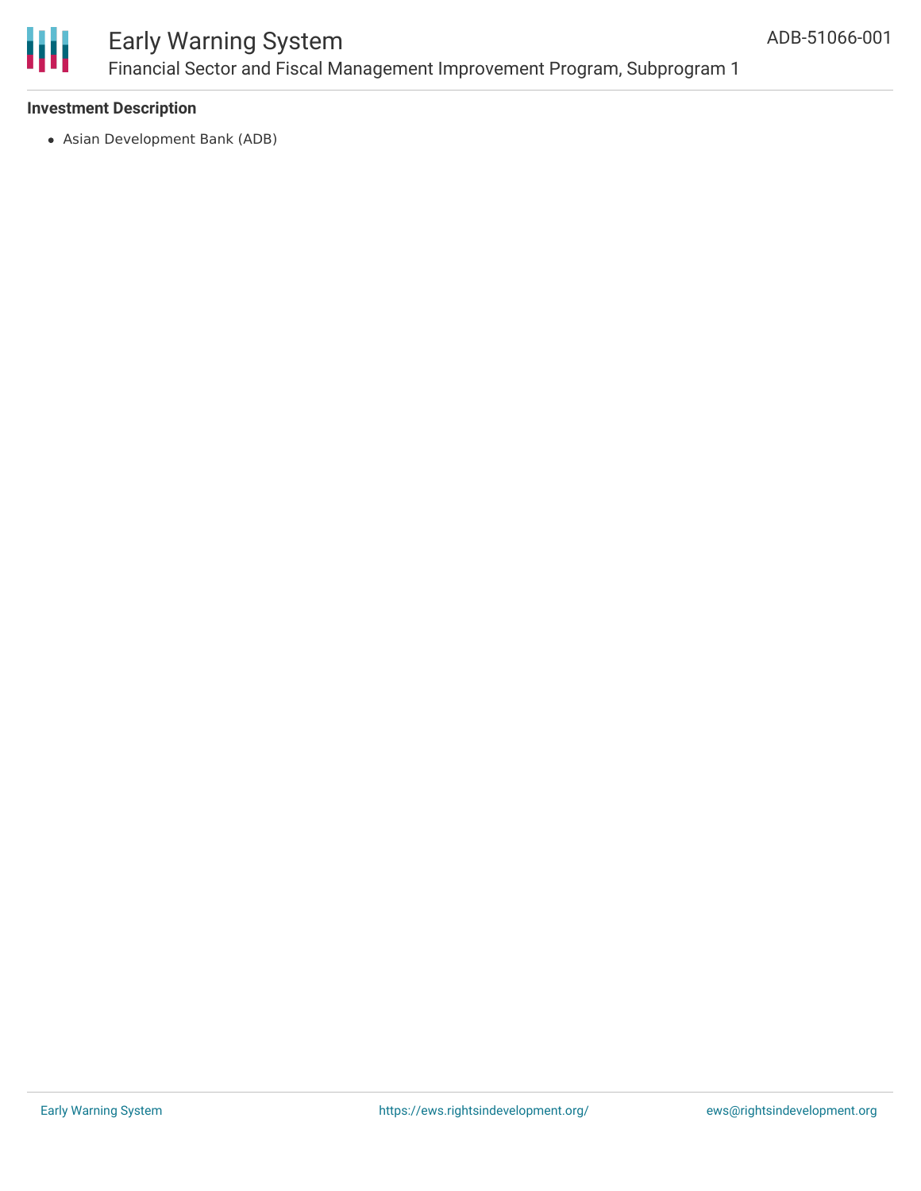**Investment Description**

- Asian Development Bank (ADB)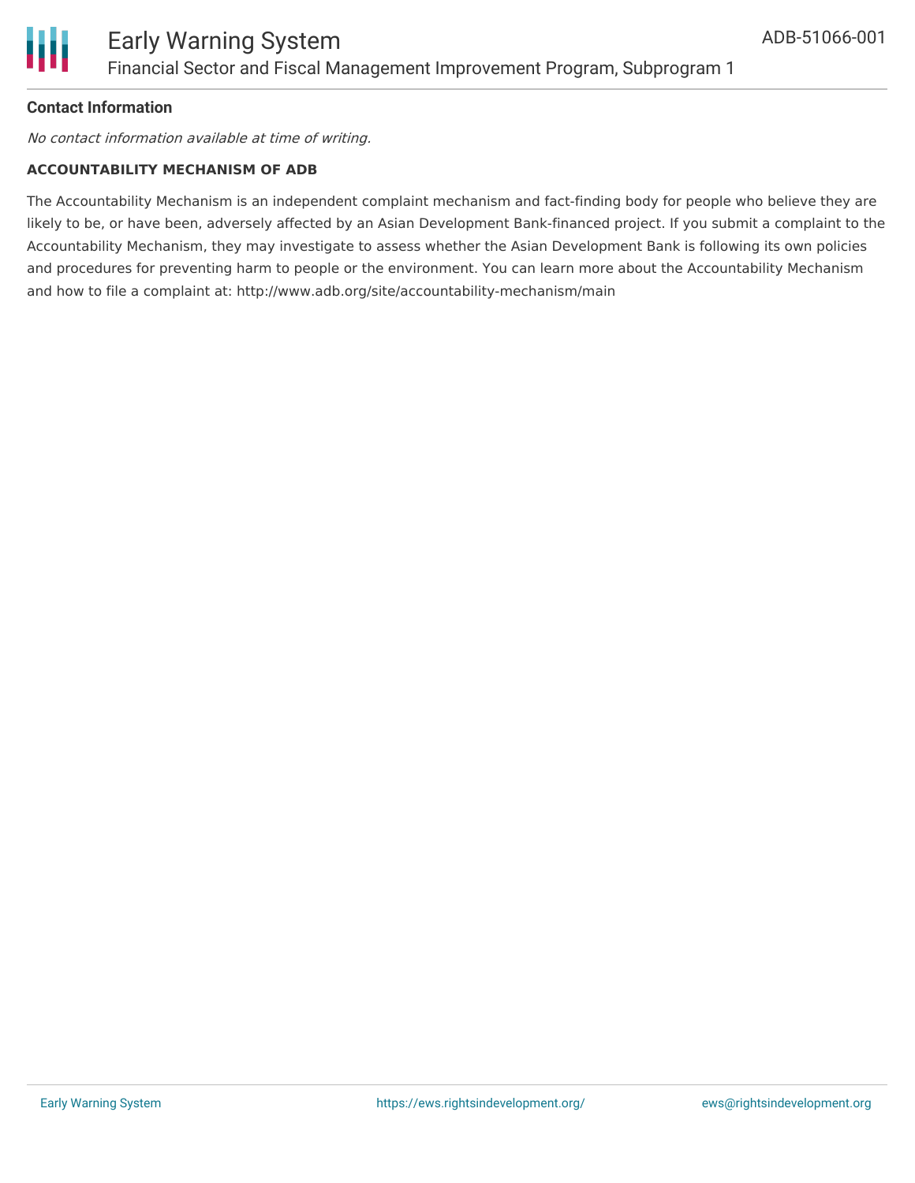**Contact Information**

*No contact information available at time of writing.*

**ACCOUNTABILITY MECHANISM OF ADB**

The Accountability Mechanism is an independent complaint mechanism and fact-finding body for people who believe they are likely to be, or have been, adversely affected by an Asian Development Bank-financed project. If you submit a complaint to the Accountability Mechanism, they may investigate to assess whether the Asian Development Bank is following its own policies and procedures for preventing harm to people or the environment. You can learn more about the Accountability Mechanism and how to file a complaint at: http://www.adb.org/site/accountability-mechanism/main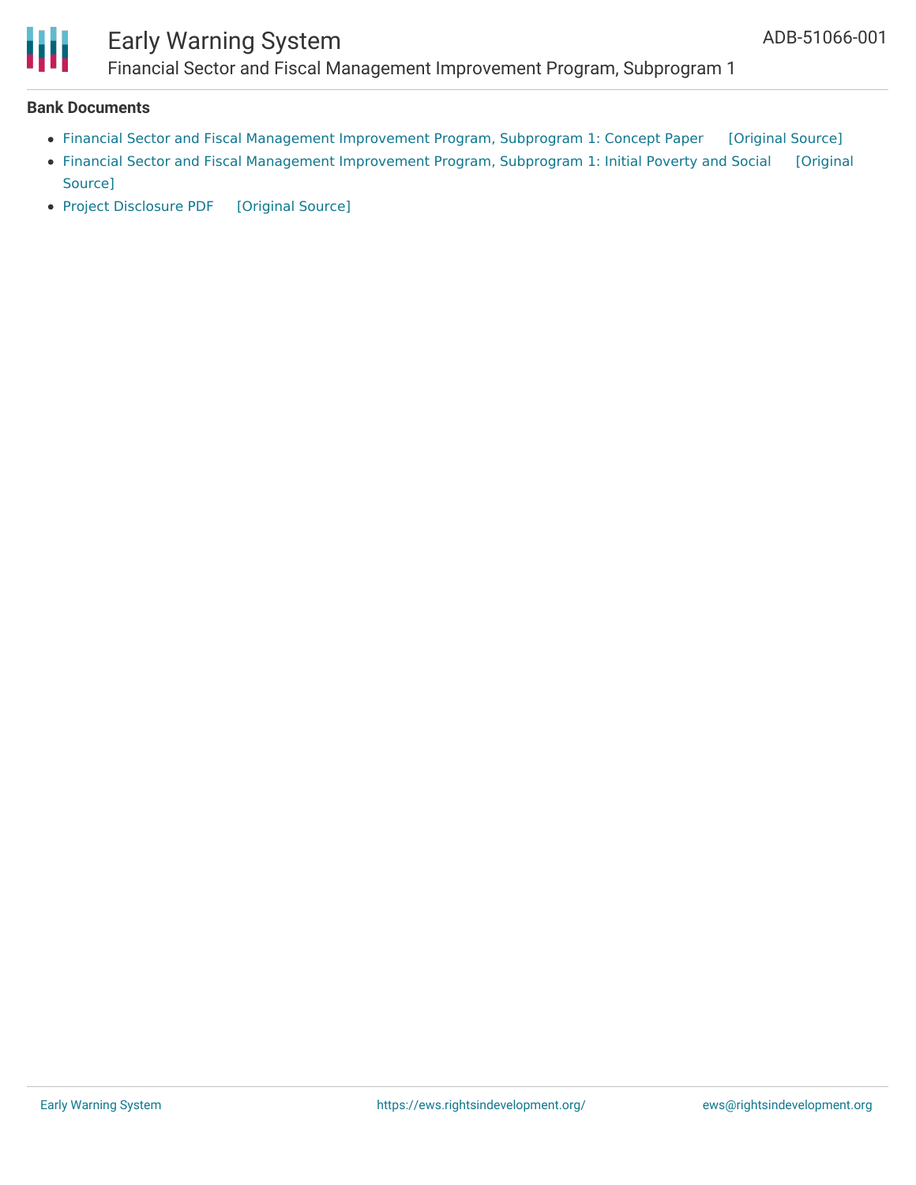**Bank Documents**

- Financial Sector and Fiscal Management Improvement Program, Subprogram 1: Concept Paper [Original Source]
- Financial Sector and Fiscal Management Improvement Program, Subprogram 1: Initial Poverty and Social [Original Source]
- Project Disclosure PDF [Original Source]